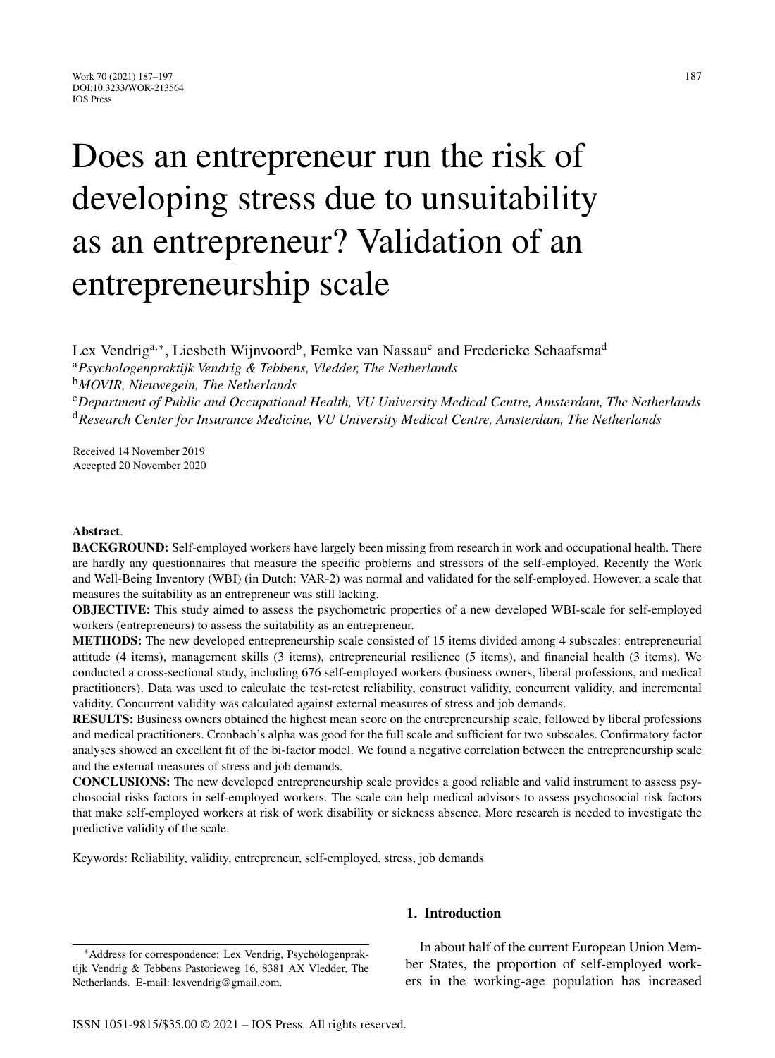# Does an entrepreneur run the risk of developing stress due to unsuitability as an entrepreneur? Validation of an entrepreneurship scale

Lex Vendrig[a,*], Liesbeth Wijnvoord[b], Femke van Nassau[c] and Frederieke Schaafsma[d]

[a]*Psychologenpraktijk Vendrig & Tebbens, Vledder, The Netherlands*
[b]*MOVIR, Nieuwegein, The Netherlands*
[c]*Department of Public and Occupational Health, VU University Medical Centre, Amsterdam, The Netherlands*
[d]*Research Center for Insurance Medicine, VU University Medical Centre, Amsterdam, The Netherlands*

Received 14 November 2019
Accepted 20 November 2020

**Abstract**.

**BACKGROUND:** Self-employed workers have largely been missing from research in work and occupational health. There are hardly any questionnaires that measure the specific problems and stressors of the self-employed. Recently the Work and Well-Being Inventory (WBI) (in Dutch: VAR-2) was normal and validated for the self-employed. However, a scale that measures the suitability as an entrepreneur was still lacking.

**OBJECTIVE:** This study aimed to assess the psychometric properties of a new developed WBI-scale for self-employed workers (entrepreneurs) to assess the suitability as an entrepreneur.

**METHODS:** The new developed entrepreneurship scale consisted of 15 items divided among 4 subscales: entrepreneurial attitude (4 items), management skills (3 items), entrepreneurial resilience (5 items), and financial health (3 items). We conducted a cross-sectional study, including 676 self-employed workers (business owners, liberal professions, and medical practitioners). Data was used to calculate the test-retest reliability, construct validity, concurrent validity, and incremental validity. Concurrent validity was calculated against external measures of stress and job demands.

**RESULTS:** Business owners obtained the highest mean score on the entrepreneurship scale, followed by liberal professions and medical practitioners. Cronbach's alpha was good for the full scale and sufficient for two subscales. Confirmatory factor analyses showed an excellent fit of the bi-factor model. We found a negative correlation between the entrepreneurship scale and the external measures of stress and job demands.

**CONCLUSIONS:** The new developed entrepreneurship scale provides a good reliable and valid instrument to assess psychosocial risks factors in self-employed workers. The scale can help medical advisors to assess psychosocial risk factors that make self-employed workers at risk of work disability or sickness absence. More research is needed to investigate the predictive validity of the scale.

Keywords: Reliability, validity, entrepreneur, self-employed, stress, job demands

## 1. Introduction

In about half of the current European Union Member States, the proportion of self-employed workers in the working-age population has increased

*Address for correspondence: Lex Vendrig, Psychologenpraktijk Vendrig & Tebbens Pastorieweg 16, 8381 AX Vledder, The Netherlands. E-mail: lexvendrig@gmail.com.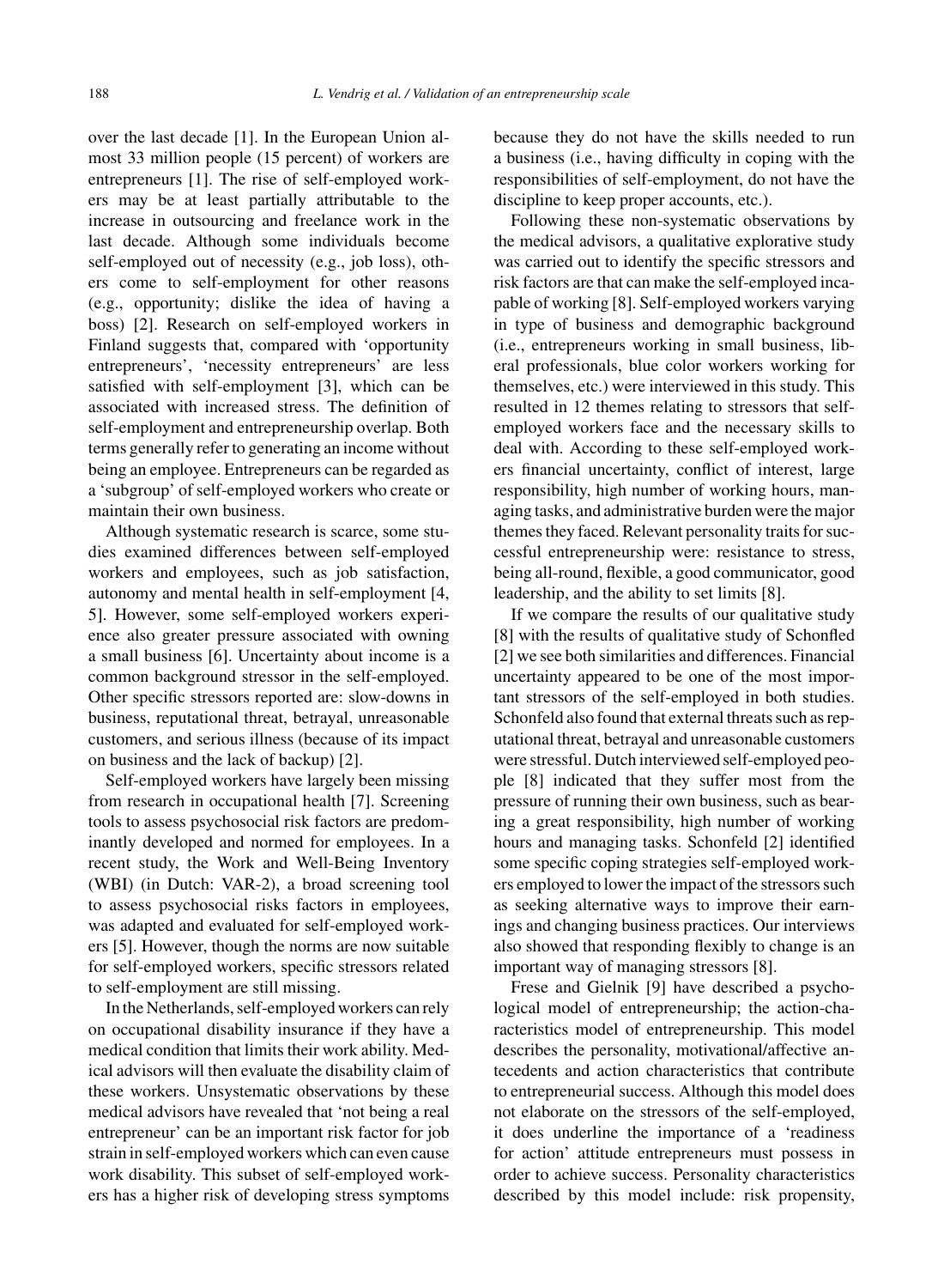over the last decade [1]. In the European Union almost 33 million people (15 percent) of workers are entrepreneurs [1]. The rise of self-employed workers may be at least partially attributable to the increase in outsourcing and freelance work in the last decade. Although some individuals become self-employed out of necessity (e.g., job loss), others come to self-employment for other reasons (e.g., opportunity; dislike the idea of having a boss) [2]. Research on self-employed workers in Finland suggests that, compared with 'opportunity entrepreneurs', 'necessity entrepreneurs' are less satisfied with self-employment [3], which can be associated with increased stress. The definition of self-employment and entrepreneurship overlap. Both terms generally refer to generating an income without being an employee. Entrepreneurs can be regarded as a 'subgroup' of self-employed workers who create or maintain their own business.

Although systematic research is scarce, some studies examined differences between self-employed workers and employees, such as job satisfaction, autonomy and mental health in self-employment [4, 5]. However, some self-employed workers experience also greater pressure associated with owning a small business [6]. Uncertainty about income is a common background stressor in the self-employed. Other specific stressors reported are: slow-downs in business, reputational threat, betrayal, unreasonable customers, and serious illness (because of its impact on business and the lack of backup) [2].

Self-employed workers have largely been missing from research in occupational health [7]. Screening tools to assess psychosocial risk factors are predominantly developed and normed for employees. In a recent study, the Work and Well-Being Inventory (WBI) (in Dutch: VAR-2), a broad screening tool to assess psychosocial risks factors in employees, was adapted and evaluated for self-employed workers [5]. However, though the norms are now suitable for self-employed workers, specific stressors related to self-employment are still missing.

In the Netherlands, self-employed workers can rely on occupational disability insurance if they have a medical condition that limits their work ability. Medical advisors will then evaluate the disability claim of these workers. Unsystematic observations by these medical advisors have revealed that 'not being a real entrepreneur' can be an important risk factor for job strain in self-employed workers which can even cause work disability. This subset of self-employed workers has a higher risk of developing stress symptoms because they do not have the skills needed to run a business (i.e., having difficulty in coping with the responsibilities of self-employment, do not have the discipline to keep proper accounts, etc.).

Following these non-systematic observations by the medical advisors, a qualitative explorative study was carried out to identify the specific stressors and risk factors are that can make the self-employed incapable of working [8]. Self-employed workers varying in type of business and demographic background (i.e., entrepreneurs working in small business, liberal professionals, blue color workers working for themselves, etc.) were interviewed in this study. This resulted in 12 themes relating to stressors that self-employed workers face and the necessary skills to deal with. According to these self-employed workers financial uncertainty, conflict of interest, large responsibility, high number of working hours, managing tasks, and administrative burden were the major themes they faced. Relevant personality traits for successful entrepreneurship were: resistance to stress, being all-round, flexible, a good communicator, good leadership, and the ability to set limits [8].

If we compare the results of our qualitative study [8] with the results of qualitative study of Schonfled [2] we see both similarities and differences. Financial uncertainty appeared to be one of the most important stressors of the self-employed in both studies. Schonfeld also found that external threats such as reputational threat, betrayal and unreasonable customers were stressful. Dutch interviewed self-employed people [8] indicated that they suffer most from the pressure of running their own business, such as bearing a great responsibility, high number of working hours and managing tasks. Schonfeld [2] identified some specific coping strategies self-employed workers employed to lower the impact of the stressors such as seeking alternative ways to improve their earnings and changing business practices. Our interviews also showed that responding flexibly to change is an important way of managing stressors [8].

Frese and Gielnik [9] have described a psychological model of entrepreneurship; the action-characteristics model of entrepreneurship. This model describes the personality, motivational/affective antecedents and action characteristics that contribute to entrepreneurial success. Although this model does not elaborate on the stressors of the self-employed, it does underline the importance of a 'readiness for action' attitude entrepreneurs must possess in order to achieve success. Personality characteristics described by this model include: risk propensity,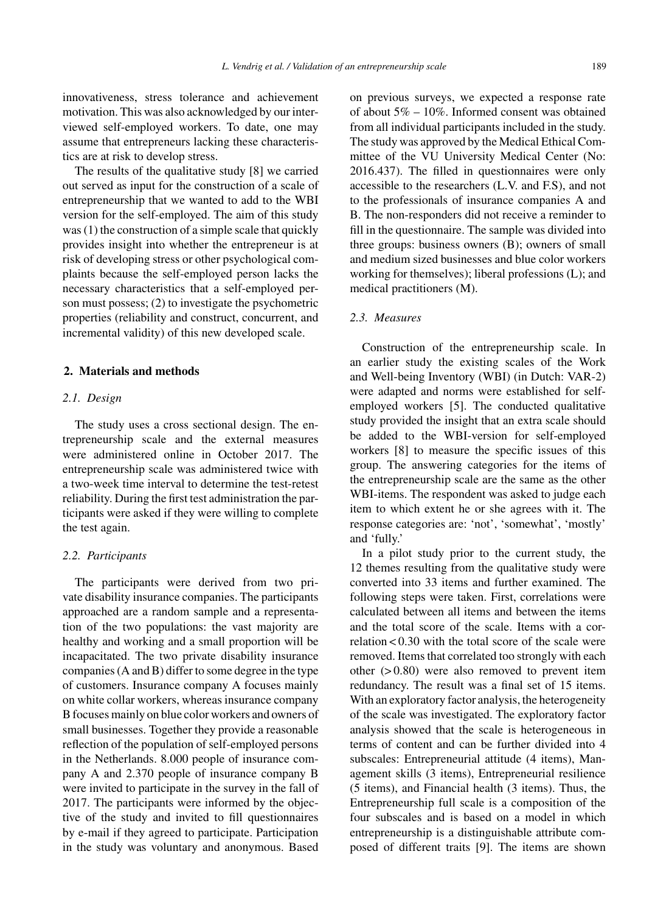innovativeness, stress tolerance and achievement motivation. This was also acknowledged by our interviewed self-employed workers. To date, one may assume that entrepreneurs lacking these characteristics are at risk to develop stress.

The results of the qualitative study [8] we carried out served as input for the construction of a scale of entrepreneurship that we wanted to add to the WBI version for the self-employed. The aim of this study was (1) the construction of a simple scale that quickly provides insight into whether the entrepreneur is at risk of developing stress or other psychological complaints because the self-employed person lacks the necessary characteristics that a self-employed person must possess; (2) to investigate the psychometric properties (reliability and construct, concurrent, and incremental validity) of this new developed scale.

## 2. Materials and methods

### *2.1. Design*

The study uses a cross sectional design. The entrepreneurship scale and the external measures were administered online in October 2017. The entrepreneurship scale was administered twice with a two-week time interval to determine the test-retest reliability. During the first test administration the participants were asked if they were willing to complete the test again.

### *2.2. Participants*

The participants were derived from two private disability insurance companies. The participants approached are a random sample and a representation of the two populations: the vast majority are healthy and working and a small proportion will be incapacitated. The two private disability insurance companies (A and B) differ to some degree in the type of customers. Insurance company A focuses mainly on white collar workers, whereas insurance company B focuses mainly on blue color workers and owners of small businesses. Together they provide a reasonable reflection of the population of self-employed persons in the Netherlands. 8.000 people of insurance company A and 2.370 people of insurance company B were invited to participate in the survey in the fall of 2017. The participants were informed by the objective of the study and invited to fill questionnaires by e-mail if they agreed to participate. Participation in the study was voluntary and anonymous. Based on previous surveys, we expected a response rate of about 5% – 10%. Informed consent was obtained from all individual participants included in the study. The study was approved by the Medical Ethical Committee of the VU University Medical Center (No: 2016.437). The filled in questionnaires were only accessible to the researchers (L.V. and F.S), and not to the professionals of insurance companies A and B. The non-responders did not receive a reminder to fill in the questionnaire. The sample was divided into three groups: business owners (B); owners of small and medium sized businesses and blue color workers working for themselves); liberal professions (L); and medical practitioners (M).

### *2.3. Measures*

Construction of the entrepreneurship scale. In an earlier study the existing scales of the Work and Well-being Inventory (WBI) (in Dutch: VAR-2) were adapted and norms were established for self-employed workers [5]. The conducted qualitative study provided the insight that an extra scale should be added to the WBI-version for self-employed workers [8] to measure the specific issues of this group. The answering categories for the items of the entrepreneurship scale are the same as the other WBI-items. The respondent was asked to judge each item to which extent he or she agrees with it. The response categories are: 'not', 'somewhat', 'mostly' and 'fully.'

In a pilot study prior to the current study, the 12 themes resulting from the qualitative study were converted into 33 items and further examined. The following steps were taken. First, correlations were calculated between all items and between the items and the total score of the scale. Items with a correlation $< 0.30$ with the total score of the scale were removed. Items that correlated too strongly with each other ($> 0.80$) were also removed to prevent item redundancy. The result was a final set of 15 items. With an exploratory factor analysis, the heterogeneity of the scale was investigated. The exploratory factor analysis showed that the scale is heterogeneous in terms of content and can be further divided into 4 subscales: Entrepreneurial attitude (4 items), Management skills (3 items), Entrepreneurial resilience (5 items), and Financial health (3 items). Thus, the Entrepreneurship full scale is a composition of the four subscales and is based on a model in which entrepreneurship is a distinguishable attribute composed of different traits [9]. The items are shown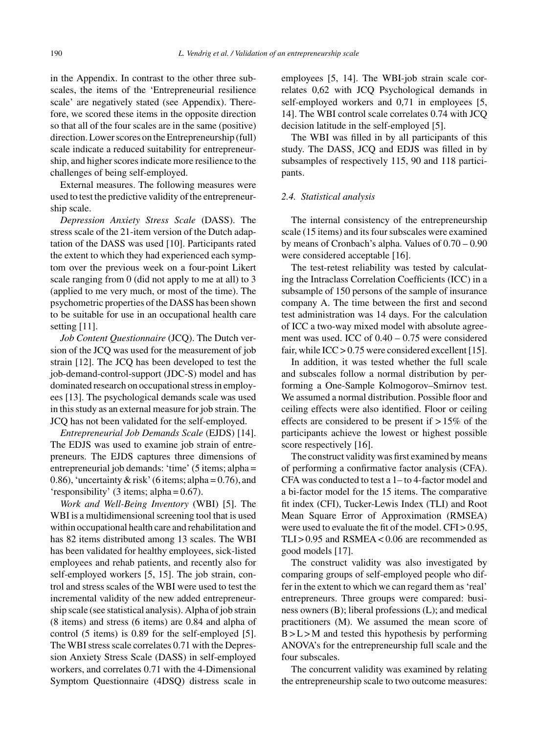in the Appendix. In contrast to the other three subscales, the items of the 'Entrepreneurial resilience scale' are negatively stated (see Appendix). Therefore, we scored these items in the opposite direction so that all of the four scales are in the same (positive) direction. Lower scores on the Entrepreneurship (full) scale indicate a reduced suitability for entrepreneurship, and higher scores indicate more resilience to the challenges of being self-employed.

External measures. The following measures were used to test the predictive validity of the entrepreneurship scale.

*Depression Anxiety Stress Scale* (DASS). The stress scale of the 21-item version of the Dutch adaptation of the DASS was used [10]. Participants rated the extent to which they had experienced each symptom over the previous week on a four-point Likert scale ranging from 0 (did not apply to me at all) to 3 (applied to me very much, or most of the time). The psychometric properties of the DASS has been shown to be suitable for use in an occupational health care setting [11].

*Job Content Questionnaire* (JCQ). The Dutch version of the JCQ was used for the measurement of job strain [12]. The JCQ has been developed to test the job-demand-control-support (JDC-S) model and has dominated research on occupational stress in employees [13]. The psychological demands scale was used in this study as an external measure for job strain. The JCQ has not been validated for the self-employed.

*Entrepreneurial Job Demands Scale* (EJDS) [14]. The EDJS was used to examine job strain of entrepreneurs. The EJDS captures three dimensions of entrepreneurial job demands: 'time' (5 items; alpha = 0.86), 'uncertainty & risk' (6 items; alpha = 0.76), and 'responsibility' (3 items; alpha = 0.67).

*Work and Well-Being Inventory* (WBI) [5]. The WBI is a multidimensional screening tool that is used within occupational health care and rehabilitation and has 82 items distributed among 13 scales. The WBI has been validated for healthy employees, sick-listed employees and rehab patients, and recently also for self-employed workers [5, 15]. The job strain, control and stress scales of the WBI were used to test the incremental validity of the new added entrepreneurship scale (see statistical analysis). Alpha of job strain (8 items) and stress (6 items) are 0.84 and alpha of control (5 items) is 0.89 for the self-employed [5]. The WBI stress scale correlates 0.71 with the Depression Anxiety Stress Scale (DASS) in self-employed workers, and correlates 0.71 with the 4-Dimensional Symptom Questionnaire (4DSQ) distress scale in employees [5, 14]. The WBI-job strain scale correlates 0,62 with JCQ Psychological demands in self-employed workers and 0,71 in employees [5, 14]. The WBI control scale correlates 0.74 with JCQ decision latitude in the self-employed [5].

The WBI was filled in by all participants of this study. The DASS, JCQ and EDJS was filled in by subsamples of respectively 115, 90 and 118 participants.

### 2.4. Statistical analysis

The internal consistency of the entrepreneurship scale (15 items) and its four subscales were examined by means of Cronbach's alpha. Values of 0.70 – 0.90 were considered acceptable [16].

The test-retest reliability was tested by calculating the Intraclass Correlation Coefficients (ICC) in a subsample of 150 persons of the sample of insurance company A. The time between the first and second test administration was 14 days. For the calculation of ICC a two-way mixed model with absolute agreement was used. ICC of 0.40 – 0.75 were considered fair, while ICC > 0.75 were considered excellent [15].

In addition, it was tested whether the full scale and subscales follow a normal distribution by performing a One-Sample Kolmogorov–Smirnov test. We assumed a normal distribution. Possible floor and ceiling effects were also identified. Floor or ceiling effects are considered to be present if > 15% of the participants achieve the lowest or highest possible score respectively [16].

The construct validity was first examined by means of performing a confirmative factor analysis (CFA). CFA was conducted to test a 1– to 4-factor model and a bi-factor model for the 15 items. The comparative fit index (CFI), Tucker-Lewis Index (TLI) and Root Mean Square Error of Approximation (RMSEA) were used to evaluate the fit of the model. CFI > 0.95, TLI > 0.95 and RSMEA < 0.06 are recommended as good models [17].

The construct validity was also investigated by comparing groups of self-employed people who differ in the extent to which we can regard them as 'real' entrepreneurs. Three groups were compared: business owners (B); liberal professions (L); and medical practitioners (M). We assumed the mean score of B > L > M and tested this hypothesis by performing ANOVA's for the entrepreneurship full scale and the four subscales.

The concurrent validity was examined by relating the entrepreneurship scale to two outcome measures: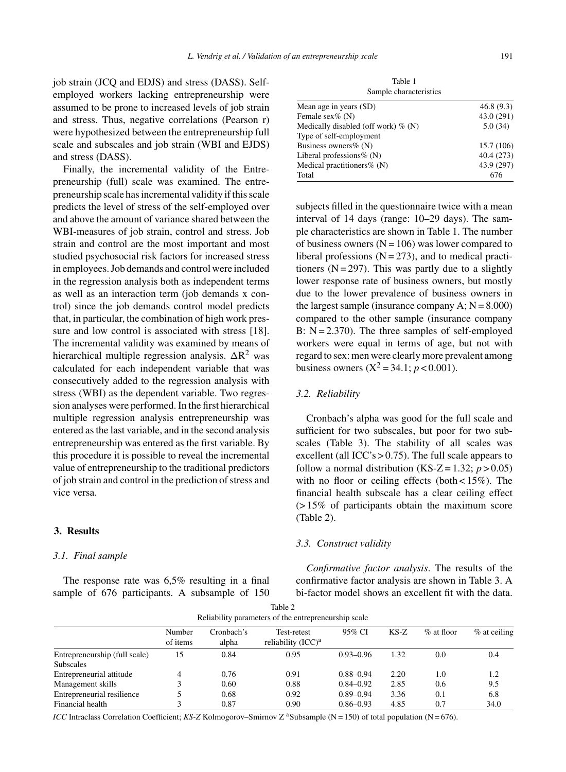job strain (JCQ and EDJS) and stress (DASS). Self-employed workers lacking entrepreneurship were assumed to be prone to increased levels of job strain and stress. Thus, negative correlations (Pearson r) were hypothesized between the entrepreneurship full scale and subscales and job strain (WBI and EJDS) and stress (DASS).

Finally, the incremental validity of the Entrepreneurship (full) scale was examined. The entrepreneurship scale has incremental validity if this scale predicts the level of stress of the self-employed over and above the amount of variance shared between the WBI-measures of job strain, control and stress. Job strain and control are the most important and most studied psychosocial risk factors for increased stress in employees. Job demands and control were included in the regression analysis both as independent terms as well as an interaction term (job demands x control) since the job demands control model predicts that, in particular, the combination of high work pressure and low control is associated with stress [18]. The incremental validity was examined by means of hierarchical multiple regression analysis. $\Delta R^2$ was calculated for each independent variable that was consecutively added to the regression analysis with stress (WBI) as the dependent variable. Two regression analyses were performed. In the first hierarchical multiple regression analysis entrepreneurship was entered as the last variable, and in the second analysis entrepreneurship was entered as the first variable. By this procedure it is possible to reveal the incremental value of entrepreneurship to the traditional predictors of job strain and control in the prediction of stress and vice versa.

## 3. Results

### 3.1. Final sample

The response rate was 6,5% resulting in a final sample of 676 participants. A subsample of 150 subjects filled in the questionnaire twice with a mean interval of 14 days (range: 10–29 days). The sample characteristics are shown in Table 1. The number of business owners (N = 106) was lower compared to liberal professions (N = 273), and to medical practitioners (N = 297). This was partly due to a slightly lower response rate of business owners, but mostly due to the lower prevalence of business owners in the largest sample (insurance company A; N = 8.000) compared to the other sample (insurance company B: N = 2.370). The three samples of self-employed workers were equal in terms of age, but not with regard to sex: men were clearly more prevalent among business owners ($X^2 = 34.1$; $p < 0.001$).

Table 1
Sample characteristics

| | |
|---|---|
| Mean age in years (SD) | 46.8 (9.3) |
| Female sex% (N) | 43.0 (291) |
| Medically disabled (off work) % (N) | 5.0 (34) |
| Type of self-employment | |
| Business owners% (N) | 15.7 (106) |
| Liberal professions% (N) | 40.4 (273) |
| Medical practitioners% (N) | 43.9 (297) |
| Total | 676 |

### 3.2. Reliability

Cronbach's alpha was good for the full scale and sufficient for two subscales, but poor for two subscales (Table 3). The stability of all scales was excellent (all ICC's > 0.75). The full scale appears to follow a normal distribution (KS-Z = 1.32; $p > 0.05$) with no floor or ceiling effects (both < 15%). The financial health subscale has a clear ceiling effect (> 15% of participants obtain the maximum score (Table 2).

### 3.3. Construct validity

*Confirmative factor analysis*. The results of the confirmative factor analysis are shown in Table 3. A bi-factor model shows an excellent fit with the data.

Table 2
Reliability parameters of the entrepreneurship scale

| | Number of items | Cronbach's alpha | Test-retest reliability (ICC)[a] | 95% CI | KS-Z | % at floor | % at ceiling |
|---|---|---|---|---|---|---|---|
| Entrepreneurship (full scale) | 15 | 0.84 | 0.95 | 0.93–0.96 | 1.32 | 0.0 | 0.4 |
| Subscales | | | | | | | |
| Entrepreneurial attitude | 4 | 0.76 | 0.91 | 0.88–0.94 | 2.20 | 1.0 | 1.2 |
| Management skills | 3 | 0.60 | 0.88 | 0.84–0.92 | 2.85 | 0.6 | 9.5 |
| Entrepreneurial resilience | 5 | 0.68 | 0.92 | 0.89–0.94 | 3.36 | 0.1 | 6.8 |
| Financial health | 3 | 0.87 | 0.90 | 0.86–0.93 | 4.85 | 0.7 | 34.0 |

*ICC* Intraclass Correlation Coefficient; *KS-Z* Kolmogorov–Smirnov Z [a]Subsample (N = 150) of total population (N = 676).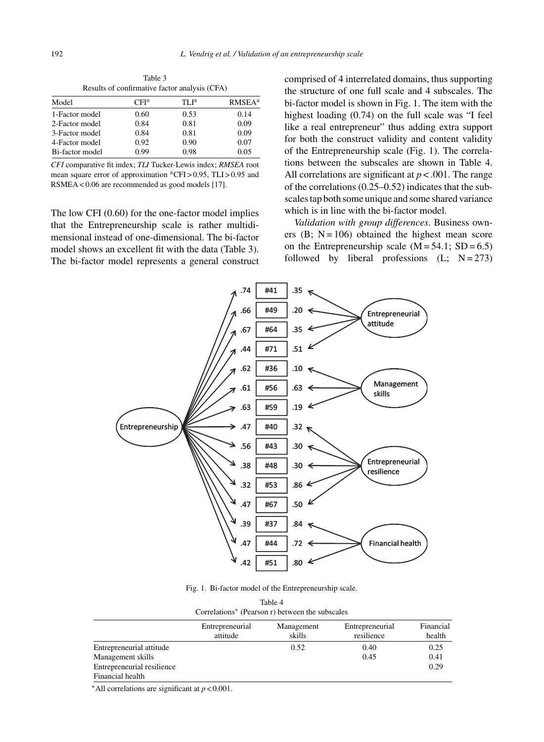Table 3
Results of confirmative factor analysis (CFA)

| Model | CFI[a] | TLI[a] | RMSEA[a] |
|---|---|---|---|
| 1-Factor model | 0.60 | 0.53 | 0.14 |
| 2-Factor model | 0.84 | 0.81 | 0.09 |
| 3-Factor model | 0.84 | 0.81 | 0.09 |
| 4-Factor model | 0.92 | 0.90 | 0.07 |
| Bi-factor model | 0.99 | 0.98 | 0.05 |

*CFI* comparative fit index; *TLI* Tucker-Lewis index; *RMSEA* root mean square error of approximation [a]CFI > 0.95, TLI > 0.95 and RSMEA < 0.06 are recommended as good models [17].

The low CFI (0.60) for the one-factor model implies that the Entrepreneurship scale is rather multidimensional instead of one-dimensional. The bi-factor model shows an excellent fit with the data (Table 3). The bi-factor model represents a general construct comprised of 4 interrelated domains, thus supporting the structure of one full scale and 4 subscales. The bi-factor model is shown in Fig. 1. The item with the highest loading (0.74) on the full scale was "I feel like a real entrepreneur" thus adding extra support for both the construct validity and content validity of the Entrepreneurship scale (Fig. 1). The correlations between the subscales are shown in Table 4. All correlations are significant at $p < .001$. The range of the correlations (0.25–0.52) indicates that the subscales tap both some unique and some shared variance which is in line with the bi-factor model.

*Validation with group differences*. Business owners (B; N = 106) obtained the highest mean score on the Entrepreneurship scale (M = 54.1; SD = 6.5) followed by liberal professions (L; N = 273)

Fig. 1. Bi-factor model of the Entrepreneurship scale.

Table 4
Correlations* (Pearson r) between the subscales

| | Entrepreneurial attitude | Management skills | Entrepreneurial resilience | Financial health |
|---|---|---|---|---|
| Entrepreneurial attitude | | 0.52 | 0.40 | 0.25 |
| Management skills | | | 0.45 | 0.41 |
| Entrepreneurial resilience | | | | 0.29 |
| Financial health | | | | |

*All correlations are significant at $p < 0.001$.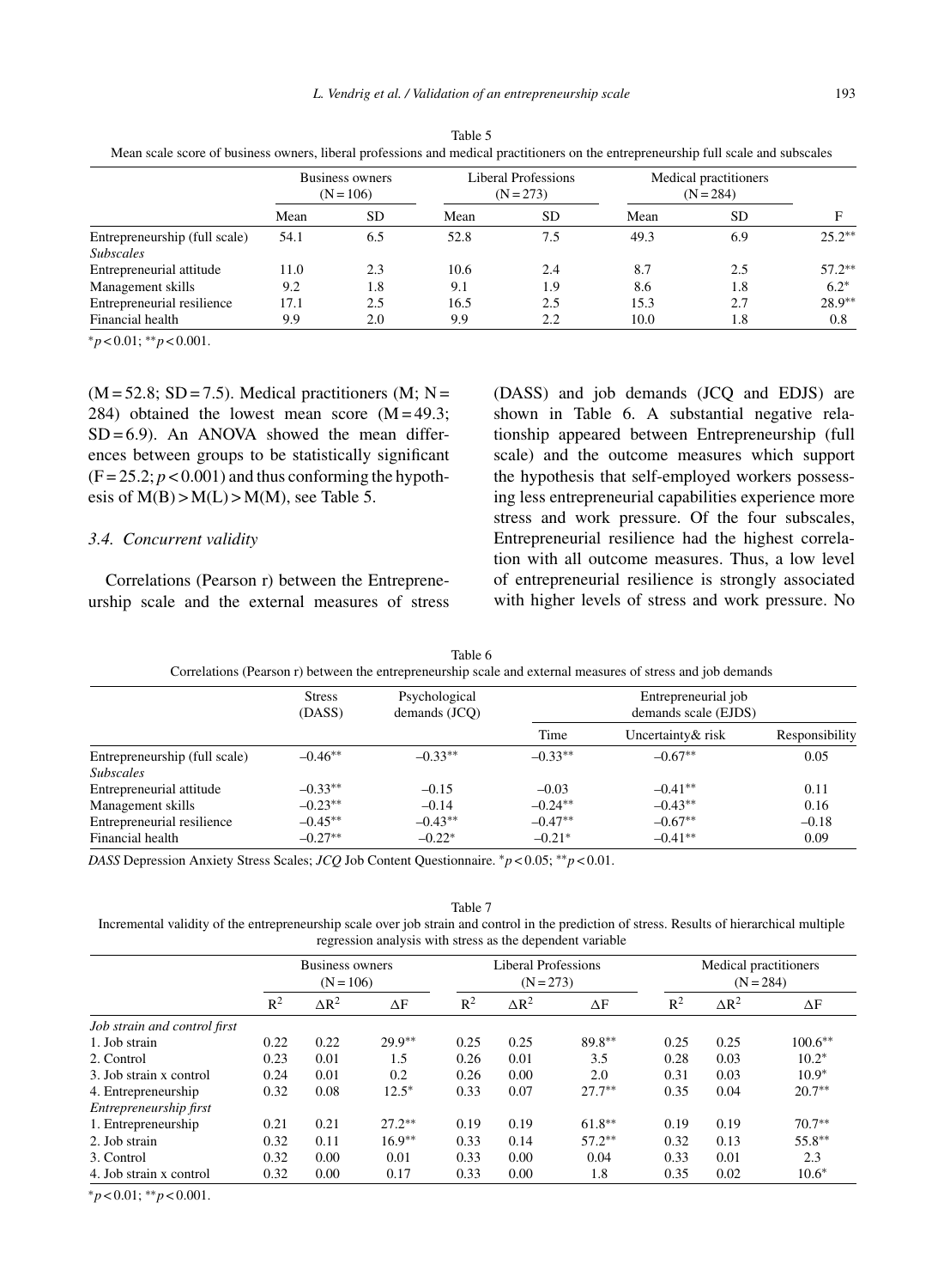Table 5
Mean scale score of business owners, liberal professions and medical practitioners on the entrepreneurship full scale and subscales

| | Business owners (N = 106) | | Liberal Professions (N = 273) | | Medical practitioners (N = 284) | | |
|---|---|---|---|---|---|---|---|
| | Mean | SD | Mean | SD | Mean | SD | F |
| Entrepreneurship (full scale) | 54.1 | 6.5 | 52.8 | 7.5 | 49.3 | 6.9 | 25.2** |
| *Subscales* | | | | | | | |
| Entrepreneurial attitude | 11.0 | 2.3 | 10.6 | 2.4 | 8.7 | 2.5 | 57.2** |
| Management skills | 9.2 | 1.8 | 9.1 | 1.9 | 8.6 | 1.8 | 6.2* |
| Entrepreneurial resilience | 17.1 | 2.5 | 16.5 | 2.5 | 15.3 | 2.7 | 28.9** |
| Financial health | 9.9 | 2.0 | 9.9 | 2.2 | 10.0 | 1.8 | 0.8 |

*$p < 0.01$; **$p < 0.001$.

(M = 52.8; SD = 7.5). Medical practitioners (M; N = 284) obtained the lowest mean score (M = 49.3; SD = 6.9). An ANOVA showed the mean differences between groups to be statistically significant ($F = 25.2$; $p < 0.001$) and thus conforming the hypothesis of M(B) > M(L) > M(M), see Table 5.

### 3.4. Concurrent validity

Correlations (Pearson r) between the Entrepreneurship scale and the external measures of stress (DASS) and job demands (JCQ and EDJS) are shown in Table 6. A substantial negative relationship appeared between Entrepreneurship (full scale) and the outcome measures which support the hypothesis that self-employed workers possessing less entrepreneurial capabilities experience more stress and work pressure. Of the four subscales, Entrepreneurial resilience had the highest correlation with all outcome measures. Thus, a low level of entrepreneurial resilience is strongly associated with higher levels of stress and work pressure. No

Table 6
Correlations (Pearson r) between the entrepreneurship scale and external measures of stress and job demands

| | Stress (DASS) | Psychological demands (JCQ) | Entrepreneurial job demands scale (EJDS) | | |
|---|---|---|---|---|---|
| | | | Time | Uncertainty& risk | Responsibility |
| Entrepreneurship (full scale) | –0.46** | –0.33** | –0.33** | –0.67** | 0.05 |
| *Subscales* | | | | | |
| Entrepreneurial attitude | –0.33** | –0.15 | –0.03 | –0.41** | 0.11 |
| Management skills | –0.23** | –0.14 | –0.24** | –0.43** | 0.16 |
| Entrepreneurial resilience | –0.45** | –0.43** | –0.47** | –0.67** | –0.18 |
| Financial health | –0.27** | –0.22* | –0.21* | –0.41** | 0.09 |

*DASS* Depression Anxiety Stress Scales; *JCQ* Job Content Questionnaire. *$p < 0.05$; **$p < 0.01$.

Table 7
Incremental validity of the entrepreneurship scale over job strain and control in the prediction of stress. Results of hierarchical multiple regression analysis with stress as the dependent variable

| | Business owners (N = 106) | | | Liberal Professions (N = 273) | | | Medical practitioners (N = 284) | | |
|---|---|---|---|---|---|---|---|---|---|
| | $R^2$ | $\Delta R^2$ | $\Delta F$ | $R^2$ | $\Delta R^2$ | $\Delta F$ | $R^2$ | $\Delta R^2$ | $\Delta F$ |
| *Job strain and control first* | | | | | | | | | |
| 1. Job strain | 0.22 | 0.22 | 29.9** | 0.25 | 0.25 | 89.8** | 0.25 | 0.25 | 100.6** |
| 2. Control | 0.23 | 0.01 | 1.5 | 0.26 | 0.01 | 3.5 | 0.28 | 0.03 | 10.2* |
| 3. Job strain x control | 0.24 | 0.01 | 0.2 | 0.26 | 0.00 | 2.0 | 0.31 | 0.03 | 10.9* |
| 4. Entrepreneurship | 0.32 | 0.08 | 12.5* | 0.33 | 0.07 | 27.7** | 0.35 | 0.04 | 20.7** |
| *Entrepreneurship first* | | | | | | | | | |
| 1. Entrepreneurship | 0.21 | 0.21 | 27.2** | 0.19 | 0.19 | 61.8** | 0.19 | 0.19 | 70.7** |
| 2. Job strain | 0.32 | 0.11 | 16.9** | 0.33 | 0.14 | 57.2** | 0.32 | 0.13 | 55.8** |
| 3. Control | 0.32 | 0.00 | 0.01 | 0.33 | 0.00 | 0.04 | 0.33 | 0.01 | 2.3 |
| 4. Job strain x control | 0.32 | 0.00 | 0.17 | 0.33 | 0.00 | 1.8 | 0.35 | 0.02 | 10.6* |

*$p < 0.01$; **$p < 0.001$.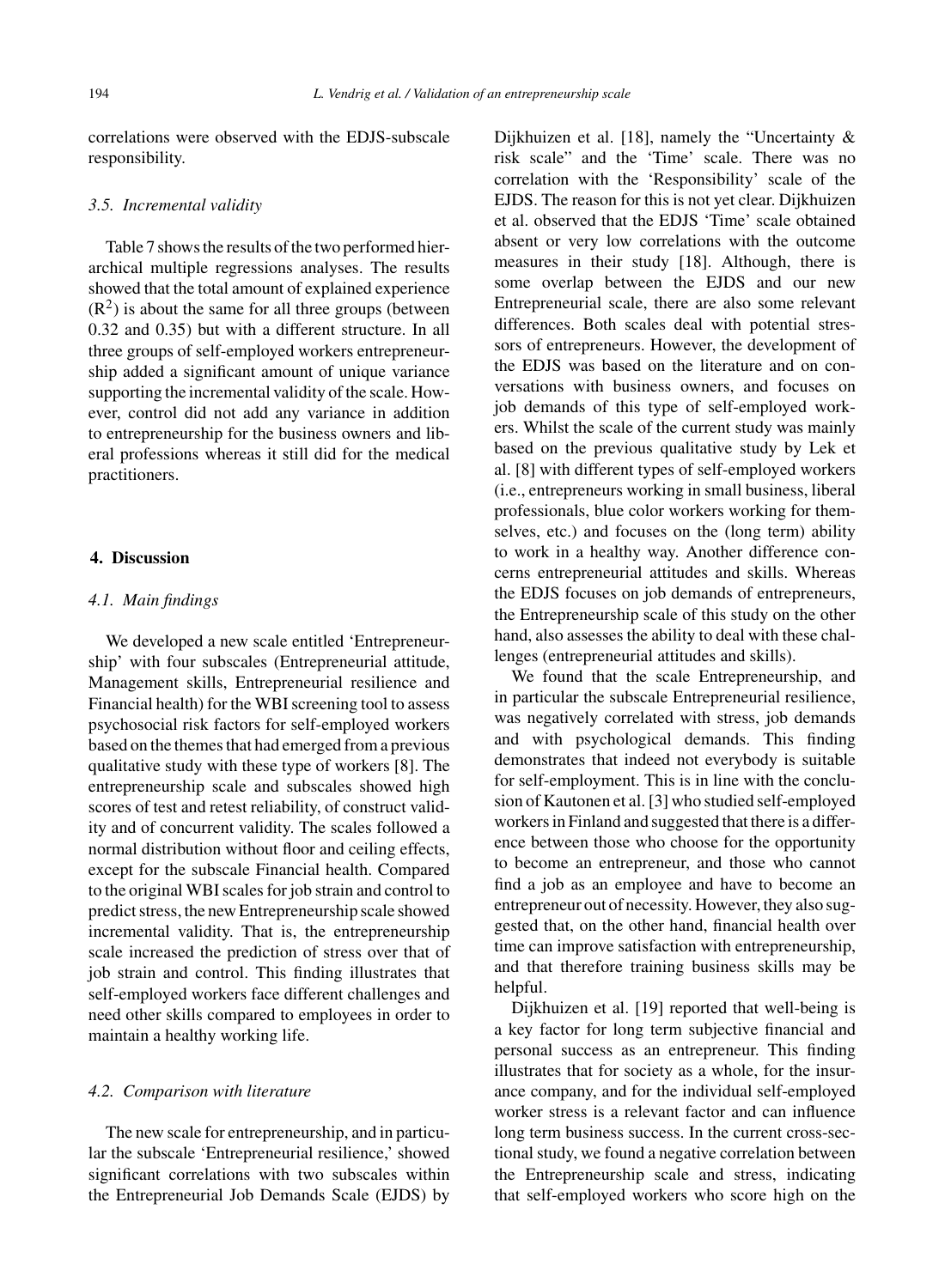correlations were observed with the EDJS-subscale responsibility.

### 3.5. Incremental validity

Table 7 shows the results of the two performed hierarchical multiple regressions analyses. The results showed that the total amount of explained experience ($R^2$) is about the same for all three groups (between 0.32 and 0.35) but with a different structure. In all three groups of self-employed workers entrepreneurship added a significant amount of unique variance supporting the incremental validity of the scale. However, control did not add any variance in addition to entrepreneurship for the business owners and liberal professions whereas it still did for the medical practitioners.

## 4. Discussion

### 4.1. Main findings

We developed a new scale entitled 'Entrepreneurship' with four subscales (Entrepreneurial attitude, Management skills, Entrepreneurial resilience and Financial health) for the WBI screening tool to assess psychosocial risk factors for self-employed workers based on the themes that had emerged from a previous qualitative study with these type of workers [8]. The entrepreneurship scale and subscales showed high scores of test and retest reliability, of construct validity and of concurrent validity. The scales followed a normal distribution without floor and ceiling effects, except for the subscale Financial health. Compared to the original WBI scales for job strain and control to predict stress, the new Entrepreneurship scale showed incremental validity. That is, the entrepreneurship scale increased the prediction of stress over that of job strain and control. This finding illustrates that self-employed workers face different challenges and need other skills compared to employees in order to maintain a healthy working life.

### 4.2. Comparison with literature

The new scale for entrepreneurship, and in particular the subscale 'Entrepreneurial resilience,' showed significant correlations with two subscales within the Entrepreneurial Job Demands Scale (EJDS) by Dijkhuizen et al. [18], namely the "Uncertainty & risk scale" and the 'Time' scale. There was no correlation with the 'Responsibility' scale of the EJDS. The reason for this is not yet clear. Dijkhuizen et al. observed that the EDJS 'Time' scale obtained absent or very low correlations with the outcome measures in their study [18]. Although, there is some overlap between the EJDS and our new Entrepreneurial scale, there are also some relevant differences. Both scales deal with potential stressors of entrepreneurs. However, the development of the EDJS was based on the literature and on conversations with business owners, and focuses on job demands of this type of self-employed workers. Whilst the scale of the current study was mainly based on the previous qualitative study by Lek et al. [8] with different types of self-employed workers (i.e., entrepreneurs working in small business, liberal professionals, blue color workers working for themselves, etc.) and focuses on the (long term) ability to work in a healthy way. Another difference concerns entrepreneurial attitudes and skills. Whereas the EDJS focuses on job demands of entrepreneurs, the Entrepreneurship scale of this study on the other hand, also assesses the ability to deal with these challenges (entrepreneurial attitudes and skills).

We found that the scale Entrepreneurship, and in particular the subscale Entrepreneurial resilience, was negatively correlated with stress, job demands and with psychological demands. This finding demonstrates that indeed not everybody is suitable for self-employment. This is in line with the conclusion of Kautonen et al. [3] who studied self-employed workers in Finland and suggested that there is a difference between those who choose for the opportunity to become an entrepreneur, and those who cannot find a job as an employee and have to become an entrepreneur out of necessity. However, they also suggested that, on the other hand, financial health over time can improve satisfaction with entrepreneurship, and that therefore training business skills may be helpful.

Dijkhuizen et al. [19] reported that well-being is a key factor for long term subjective financial and personal success as an entrepreneur. This finding illustrates that for society as a whole, for the insurance company, and for the individual self-employed worker stress is a relevant factor and can influence long term business success. In the current cross-sectional study, we found a negative correlation between the Entrepreneurship scale and stress, indicating that self-employed workers who score high on the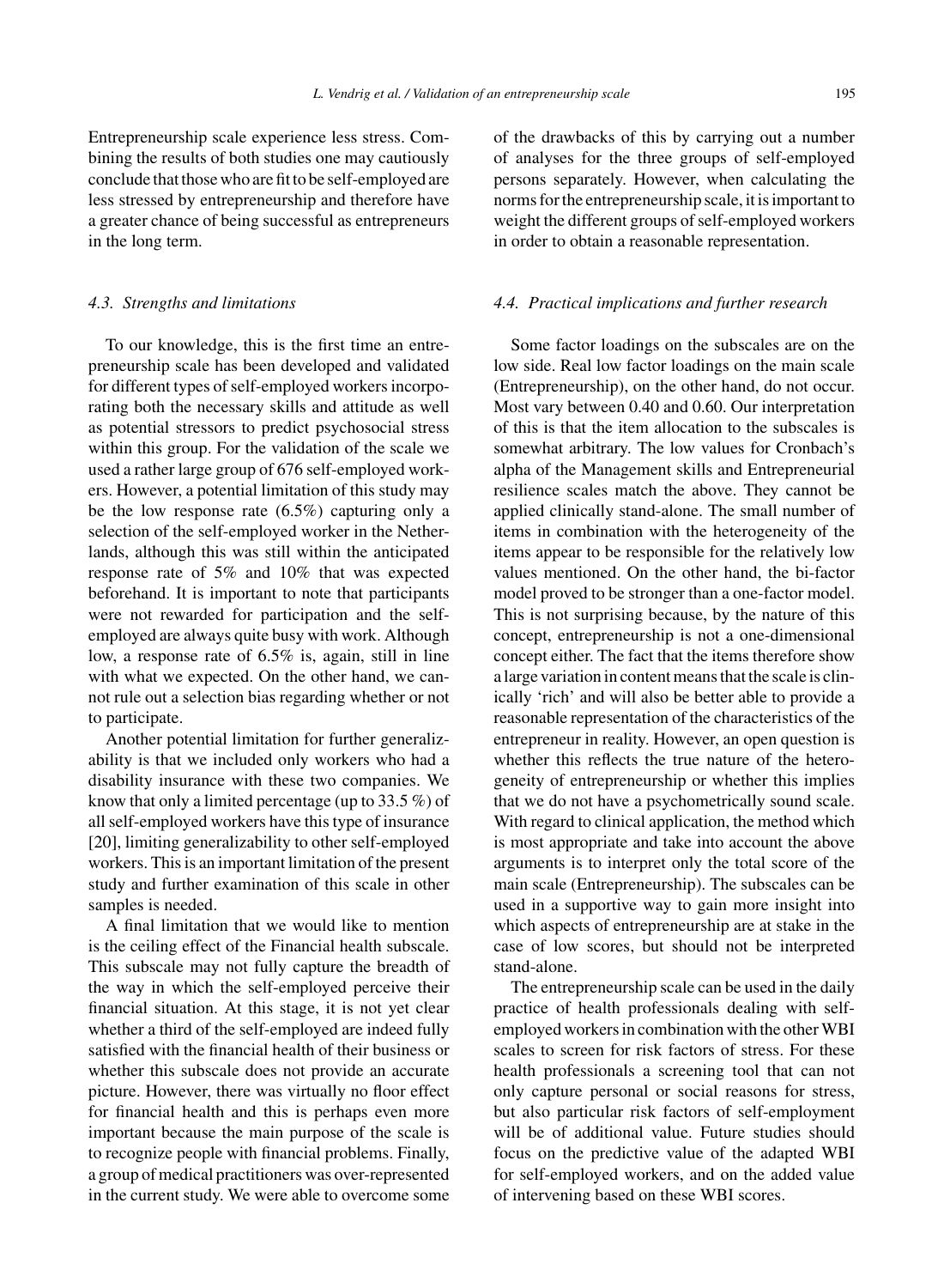Entrepreneurship scale experience less stress. Combining the results of both studies one may cautiously conclude that those who are fit to be self-employed are less stressed by entrepreneurship and therefore have a greater chance of being successful as entrepreneurs in the long term.

### 4.3. Strengths and limitations

To our knowledge, this is the first time an entrepreneurship scale has been developed and validated for different types of self-employed workers incorporating both the necessary skills and attitude as well as potential stressors to predict psychosocial stress within this group. For the validation of the scale we used a rather large group of 676 self-employed workers. However, a potential limitation of this study may be the low response rate (6.5%) capturing only a selection of the self-employed worker in the Netherlands, although this was still within the anticipated response rate of 5% and 10% that was expected beforehand. It is important to note that participants were not rewarded for participation and the self-employed are always quite busy with work. Although low, a response rate of 6.5% is, again, still in line with what we expected. On the other hand, we cannot rule out a selection bias regarding whether or not to participate.

Another potential limitation for further generalizability is that we included only workers who had a disability insurance with these two companies. We know that only a limited percentage (up to 33.5 %) of all self-employed workers have this type of insurance [20], limiting generalizability to other self-employed workers. This is an important limitation of the present study and further examination of this scale in other samples is needed.

A final limitation that we would like to mention is the ceiling effect of the Financial health subscale. This subscale may not fully capture the breadth of the way in which the self-employed perceive their financial situation. At this stage, it is not yet clear whether a third of the self-employed are indeed fully satisfied with the financial health of their business or whether this subscale does not provide an accurate picture. However, there was virtually no floor effect for financial health and this is perhaps even more important because the main purpose of the scale is to recognize people with financial problems. Finally, a group of medical practitioners was over-represented in the current study. We were able to overcome some of the drawbacks of this by carrying out a number of analyses for the three groups of self-employed persons separately. However, when calculating the norms for the entrepreneurship scale, it is important to weight the different groups of self-employed workers in order to obtain a reasonable representation.

### 4.4. Practical implications and further research

Some factor loadings on the subscales are on the low side. Real low factor loadings on the main scale (Entrepreneurship), on the other hand, do not occur. Most vary between 0.40 and 0.60. Our interpretation of this is that the item allocation to the subscales is somewhat arbitrary. The low values for Cronbach's alpha of the Management skills and Entrepreneurial resilience scales match the above. They cannot be applied clinically stand-alone. The small number of items in combination with the heterogeneity of the items appear to be responsible for the relatively low values mentioned. On the other hand, the bi-factor model proved to be stronger than a one-factor model. This is not surprising because, by the nature of this concept, entrepreneurship is not a one-dimensional concept either. The fact that the items therefore show a large variation in content means that the scale is clinically 'rich' and will also be better able to provide a reasonable representation of the characteristics of the entrepreneur in reality. However, an open question is whether this reflects the true nature of the heterogeneity of entrepreneurship or whether this implies that we do not have a psychometrically sound scale. With regard to clinical application, the method which is most appropriate and take into account the above arguments is to interpret only the total score of the main scale (Entrepreneurship). The subscales can be used in a supportive way to gain more insight into which aspects of entrepreneurship are at stake in the case of low scores, but should not be interpreted stand-alone.

The entrepreneurship scale can be used in the daily practice of health professionals dealing with self-employed workers in combination with the other WBI scales to screen for risk factors of stress. For these health professionals a screening tool that can not only capture personal or social reasons for stress, but also particular risk factors of self-employment will be of additional value. Future studies should focus on the predictive value of the adapted WBI for self-employed workers, and on the added value of intervening based on these WBI scores.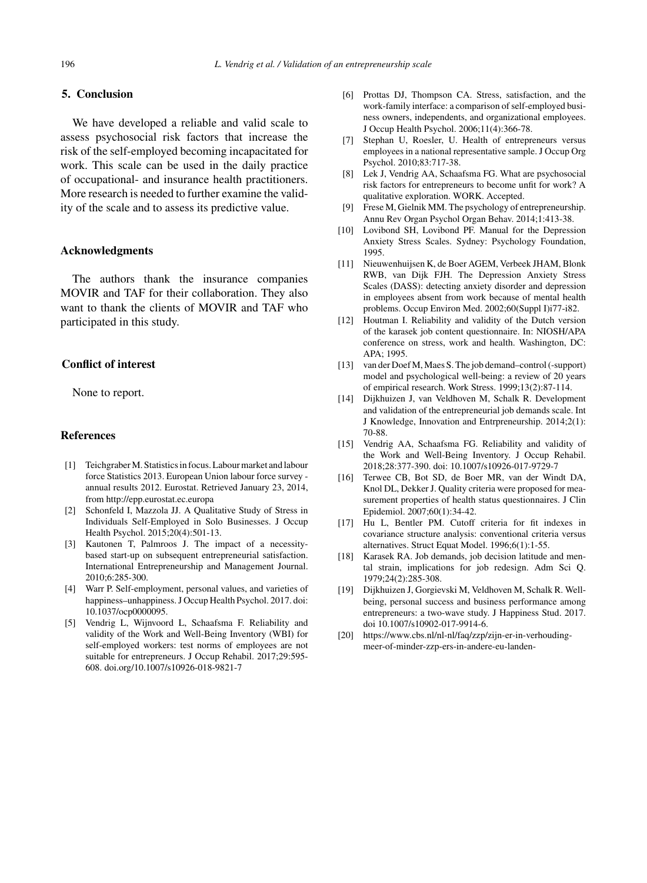## 5. Conclusion

We have developed a reliable and valid scale to assess psychosocial risk factors that increase the risk of the self-employed becoming incapacitated for work. This scale can be used in the daily practice of occupational- and insurance health practitioners. More research is needed to further examine the validity of the scale and to assess its predictive value.

## Acknowledgments

The authors thank the insurance companies MOVIR and TAF for their collaboration. They also want to thank the clients of MOVIR and TAF who participated in this study.

## Conflict of interest

None to report.

## References

[1] Teichgraber M. Statistics in focus. Labour market and labour force Statistics 2013. European Union labour force survey - annual results 2012. Eurostat. Retrieved January 23, 2014, from http://epp.eurostat.ec.europa

[2] Schonfeld I, Mazzola JJ. A Qualitative Study of Stress in Individuals Self-Employed in Solo Businesses. J Occup Health Psychol. 2015;20(4):501-13.

[3] Kautonen T, Palmroos J. The impact of a necessity-based start-up on subsequent entrepreneurial satisfaction. International Entrepreneurship and Management Journal. 2010;6:285-300.

[4] Warr P. Self-employment, personal values, and varieties of happiness–unhappiness. J Occup Health Psychol. 2017. doi: 10.1037/ocp0000095.

[5] Vendrig L, Wijnvoord L, Schaafsma F. Reliability and validity of the Work and Well-Being Inventory (WBI) for self-employed workers: test norms of employees are not suitable for entrepreneurs. J Occup Rehabil. 2017;29:595-608. doi.org/10.1007/s10926-018-9821-7

[6] Prottas DJ, Thompson CA. Stress, satisfaction, and the work-family interface: a comparison of self-employed business owners, independents, and organizational employees. J Occup Health Psychol. 2006;11(4):366-78.

[7] Stephan U, Roesler, U. Health of entrepreneurs versus employees in a national representative sample. J Occup Org Psychol. 2010;83:717-38.

[8] Lek J, Vendrig AA, Schaafsma FG. What are psychosocial risk factors for entrepreneurs to become unfit for work? A qualitative exploration. WORK. Accepted.

[9] Frese M, Gielnik MM. The psychology of entrepreneurship. Annu Rev Organ Psychol Organ Behav. 2014;1:413-38.

[10] Lovibond SH, Lovibond PF. Manual for the Depression Anxiety Stress Scales. Sydney: Psychology Foundation, 1995.

[11] Nieuwenhuijsen K, de Boer AGEM, Verbeek JHAM, Blonk RWB, van Dijk FJH. The Depression Anxiety Stress Scales (DASS): detecting anxiety disorder and depression in employees absent from work because of mental health problems. Occup Environ Med. 2002;60(Suppl I)i77-i82.

[12] Houtman I. Reliability and validity of the Dutch version of the karasek job content questionnaire. In: NIOSH/APA conference on stress, work and health. Washington, DC: APA; 1995.

[13] van der Doef M, Maes S. The job demand–control (-support) model and psychological well-being: a review of 20 years of empirical research. Work Stress. 1999;13(2):87-114.

[14] Dijkhuizen J, van Veldhoven M, Schalk R. Development and validation of the entrepreneurial job demands scale. Int J Knowledge, Innovation and Entrpreneurship. 2014;2(1): 70-88.

[15] Vendrig AA, Schaafsma FG. Reliability and validity of the Work and Well-Being Inventory. J Occup Rehabil. 2018;28:377-390. doi: 10.1007/s10926-017-9729-7

[16] Terwee CB, Bot SD, de Boer MR, van der Windt DA, Knol DL, Dekker J. Quality criteria were proposed for measurement properties of health status questionnaires. J Clin Epidemiol. 2007;60(1):34-42.

[17] Hu L, Bentler PM. Cutoff criteria for fit indexes in covariance structure analysis: conventional criteria versus alternatives. Struct Equat Model. 1996;6(1):1-55.

[18] Karasek RA. Job demands, job decision latitude and mental strain, implications for job redesign. Adm Sci Q. 1979;24(2):285-308.

[19] Dijkhuizen J, Gorgievski M, Veldhoven M, Schalk R. Well-being, personal success and business performance among entrepreneurs: a two-wave study. J Happiness Stud. 2017. doi 10.1007/s10902-017-9914-6.

[20] https://www.cbs.nl/nl-nl/faq/zzp/zijn-er-in-verhouding-meer-of-minder-zzp-ers-in-andere-eu-landen-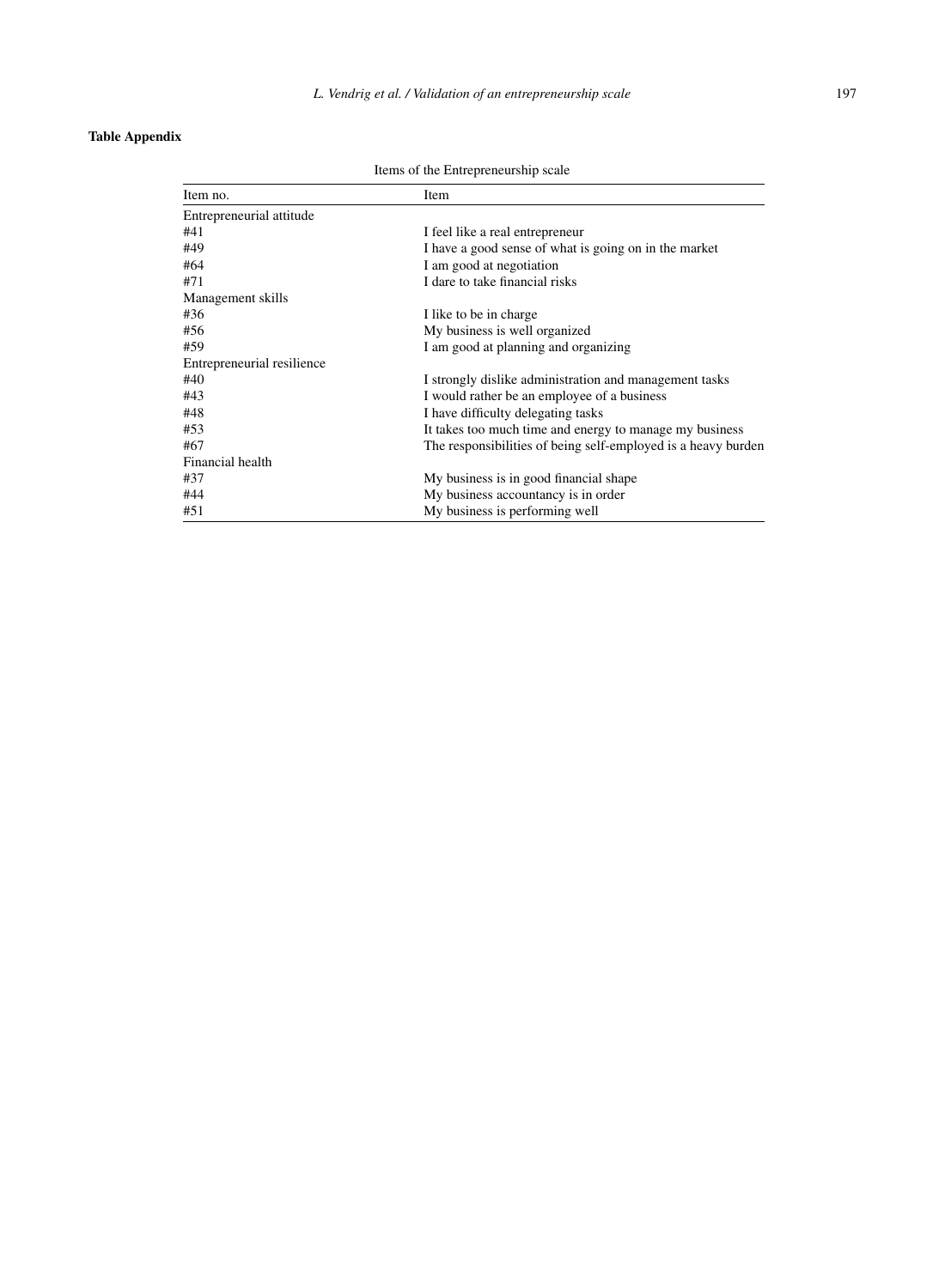**Table Appendix**

Items of the Entrepreneurship scale

| Item no. | Item |
|---|---|
| Entrepreneurial attitude | |
| #41 | I feel like a real entrepreneur |
| #49 | I have a good sense of what is going on in the market |
| #64 | I am good at negotiation |
| #71 | I dare to take financial risks |
| Management skills | |
| #36 | I like to be in charge |
| #56 | My business is well organized |
| #59 | I am good at planning and organizing |
| Entrepreneurial resilience | |
| #40 | I strongly dislike administration and management tasks |
| #43 | I would rather be an employee of a business |
| #48 | I have difficulty delegating tasks |
| #53 | It takes too much time and energy to manage my business |
| #67 | The responsibilities of being self-employed is a heavy burden |
| Financial health | |
| #37 | My business is in good financial shape |
| #44 | My business accountancy is in order |
| #51 | My business is performing well |